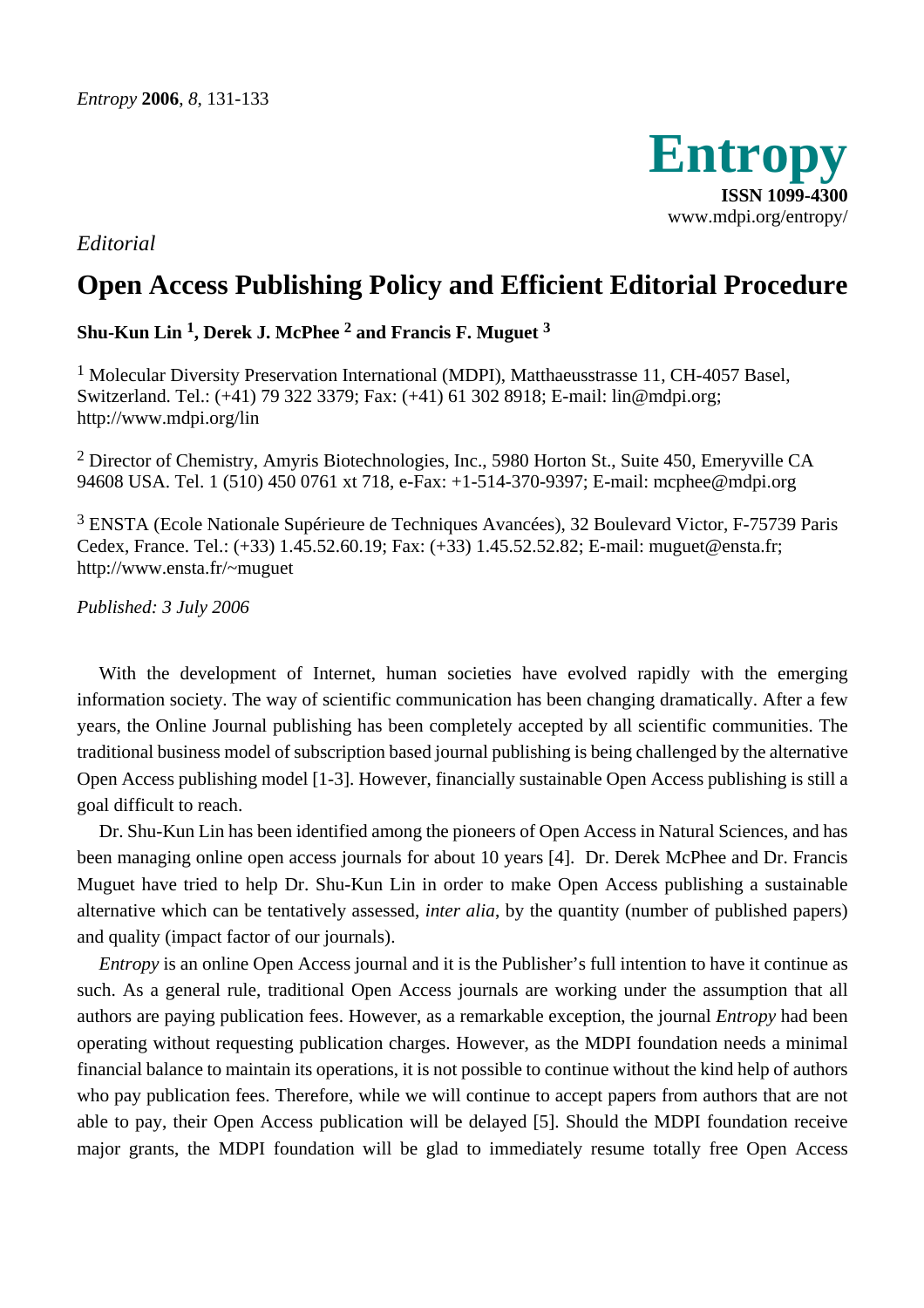*Editorial*

# Open Access Publishing Policy and Efficient Editorial Procedure

**Shu-Kun Lin [1], Derek J. McPhee [2] and Francis F. Muguet [3]**

[1] Molecular Diversity Preservation International (MDPI), Matthaeusstrasse 11, CH-4057 Basel, Switzerland. Tel.: (+41) 79 322 3379; Fax: (+41) 61 302 8918; E-mail: lin@mdpi.org; http://www.mdpi.org/lin

[2] Director of Chemistry, Amyris Biotechnologies, Inc., 5980 Horton St., Suite 450, Emeryville CA 94608 USA. Tel. 1 (510) 450 0761 xt 718, e-Fax: +1-514-370-9397; E-mail: mcphee@mdpi.org

[3] ENSTA (Ecole Nationale Supérieure de Techniques Avancées), 32 Boulevard Victor, F-75739 Paris Cedex, France. Tel.: (+33) 1.45.52.60.19; Fax: (+33) 1.45.52.52.82; E-mail: muguet@ensta.fr; http://www.ensta.fr/~muguet

*Published: 3 July 2006*

With the development of Internet, human societies have evolved rapidly with the emerging information society. The way of scientific communication has been changing dramatically. After a few years, the Online Journal publishing has been completely accepted by all scientific communities. The traditional business model of subscription based journal publishing is being challenged by the alternative Open Access publishing model [1-3]. However, financially sustainable Open Access publishing is still a goal difficult to reach.

Dr. Shu-Kun Lin has been identified among the pioneers of Open Access in Natural Sciences, and has been managing online open access journals for about 10 years [4]. Dr. Derek McPhee and Dr. Francis Muguet have tried to help Dr. Shu-Kun Lin in order to make Open Access publishing a sustainable alternative which can be tentatively assessed, *inter alia*, by the quantity (number of published papers) and quality (impact factor of our journals).

*Entropy* is an online Open Access journal and it is the Publisher's full intention to have it continue as such. As a general rule, traditional Open Access journals are working under the assumption that all authors are paying publication fees. However, as a remarkable exception, the journal *Entropy* had been operating without requesting publication charges. However, as the MDPI foundation needs a minimal financial balance to maintain its operations, it is not possible to continue without the kind help of authors who pay publication fees. Therefore, while we will continue to accept papers from authors that are not able to pay, their Open Access publication will be delayed [5]. Should the MDPI foundation receive major grants, the MDPI foundation will be glad to immediately resume totally free Open Access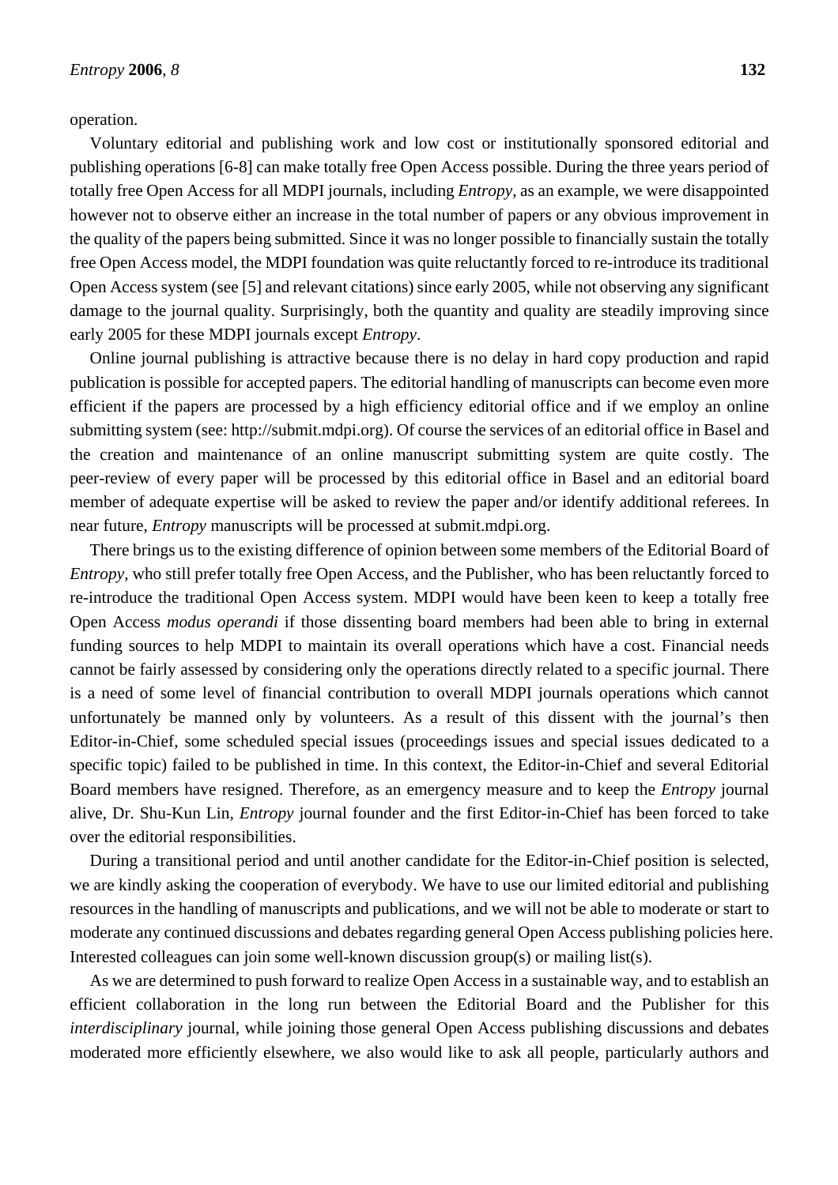operation.

Voluntary editorial and publishing work and low cost or institutionally sponsored editorial and publishing operations [6-8] can make totally free Open Access possible. During the three years period of totally free Open Access for all MDPI journals, including *Entropy*, as an example, we were disappointed however not to observe either an increase in the total number of papers or any obvious improvement in the quality of the papers being submitted. Since it was no longer possible to financially sustain the totally free Open Access model, the MDPI foundation was quite reluctantly forced to re-introduce its traditional Open Access system (see [5] and relevant citations) since early 2005, while not observing any significant damage to the journal quality. Surprisingly, both the quantity and quality are steadily improving since early 2005 for these MDPI journals except *Entropy*.

Online journal publishing is attractive because there is no delay in hard copy production and rapid publication is possible for accepted papers. The editorial handling of manuscripts can become even more efficient if the papers are processed by a high efficiency editorial office and if we employ an online submitting system (see: http://submit.mdpi.org). Of course the services of an editorial office in Basel and the creation and maintenance of an online manuscript submitting system are quite costly. The peer-review of every paper will be processed by this editorial office in Basel and an editorial board member of adequate expertise will be asked to review the paper and/or identify additional referees. In near future, *Entropy* manuscripts will be processed at submit.mdpi.org.

There brings us to the existing difference of opinion between some members of the Editorial Board of *Entropy*, who still prefer totally free Open Access, and the Publisher, who has been reluctantly forced to re-introduce the traditional Open Access system. MDPI would have been keen to keep a totally free Open Access *modus operandi* if those dissenting board members had been able to bring in external funding sources to help MDPI to maintain its overall operations which have a cost. Financial needs cannot be fairly assessed by considering only the operations directly related to a specific journal. There is a need of some level of financial contribution to overall MDPI journals operations which cannot unfortunately be manned only by volunteers. As a result of this dissent with the journal's then Editor-in-Chief, some scheduled special issues (proceedings issues and special issues dedicated to a specific topic) failed to be published in time. In this context, the Editor-in-Chief and several Editorial Board members have resigned. Therefore, as an emergency measure and to keep the *Entropy* journal alive, Dr. Shu-Kun Lin, *Entropy* journal founder and the first Editor-in-Chief has been forced to take over the editorial responsibilities.

During a transitional period and until another candidate for the Editor-in-Chief position is selected, we are kindly asking the cooperation of everybody. We have to use our limited editorial and publishing resources in the handling of manuscripts and publications, and we will not be able to moderate or start to moderate any continued discussions and debates regarding general Open Access publishing policies here. Interested colleagues can join some well-known discussion group(s) or mailing list(s).

As we are determined to push forward to realize Open Access in a sustainable way, and to establish an efficient collaboration in the long run between the Editorial Board and the Publisher for this *interdisciplinary* journal, while joining those general Open Access publishing discussions and debates moderated more efficiently elsewhere, we also would like to ask all people, particularly authors and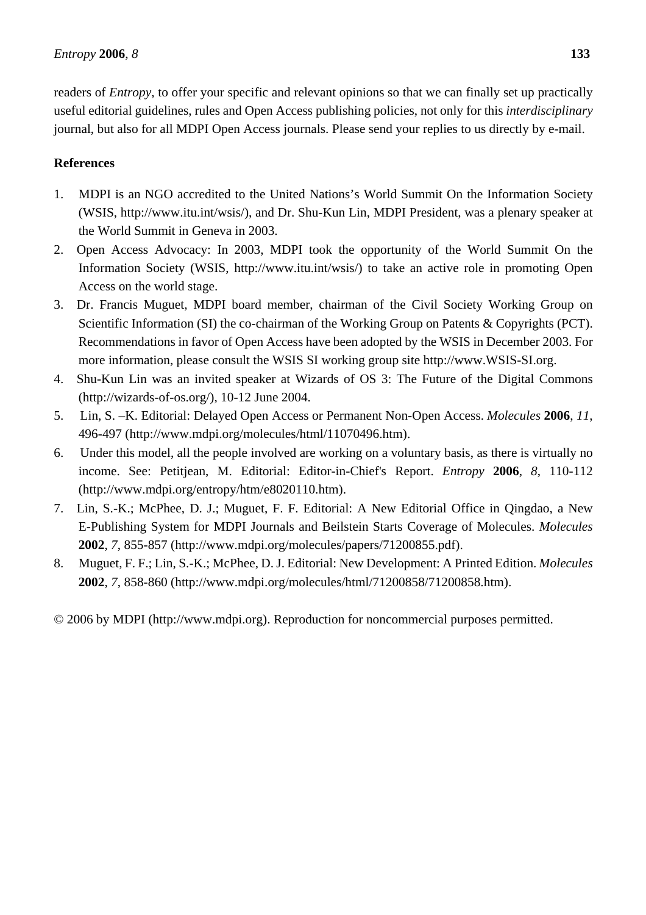readers of *Entropy*, to offer your specific and relevant opinions so that we can finally set up practically useful editorial guidelines, rules and Open Access publishing policies, not only for this *interdisciplinary* journal, but also for all MDPI Open Access journals. Please send your replies to us directly by e-mail.

## References

1. MDPI is an NGO accredited to the United Nations's World Summit On the Information Society (WSIS, http://www.itu.int/wsis/), and Dr. Shu-Kun Lin, MDPI President, was a plenary speaker at the World Summit in Geneva in 2003.
2. Open Access Advocacy: In 2003, MDPI took the opportunity of the World Summit On the Information Society (WSIS, http://www.itu.int/wsis/) to take an active role in promoting Open Access on the world stage.
3. Dr. Francis Muguet, MDPI board member, chairman of the Civil Society Working Group on Scientific Information (SI) the co-chairman of the Working Group on Patents & Copyrights (PCT). Recommendations in favor of Open Access have been adopted by the WSIS in December 2003. For more information, please consult the WSIS SI working group site http://www.WSIS-SI.org.
4. Shu-Kun Lin was an invited speaker at Wizards of OS 3: The Future of the Digital Commons (http://wizards-of-os.org/), 10-12 June 2004.
5. Lin, S. –K. Editorial: Delayed Open Access or Permanent Non-Open Access. *Molecules* **2006**, *11*, 496-497 (http://www.mdpi.org/molecules/html/11070496.htm).
6. Under this model, all the people involved are working on a voluntary basis, as there is virtually no income. See: Petitjean, M. Editorial: Editor-in-Chief's Report. *Entropy* **2006**, *8*, 110-112 (http://www.mdpi.org/entropy/htm/e8020110.htm).
7. Lin, S.-K.; McPhee, D. J.; Muguet, F. F. Editorial: A New Editorial Office in Qingdao, a New E-Publishing System for MDPI Journals and Beilstein Starts Coverage of Molecules. *Molecules* **2002**, *7*, 855-857 (http://www.mdpi.org/molecules/papers/71200855.pdf).
8. Muguet, F. F.; Lin, S.-K.; McPhee, D. J. Editorial: New Development: A Printed Edition. *Molecules* **2002**, *7*, 858-860 (http://www.mdpi.org/molecules/html/71200858/71200858.htm).

© 2006 by MDPI (http://www.mdpi.org). Reproduction for noncommercial purposes permitted.